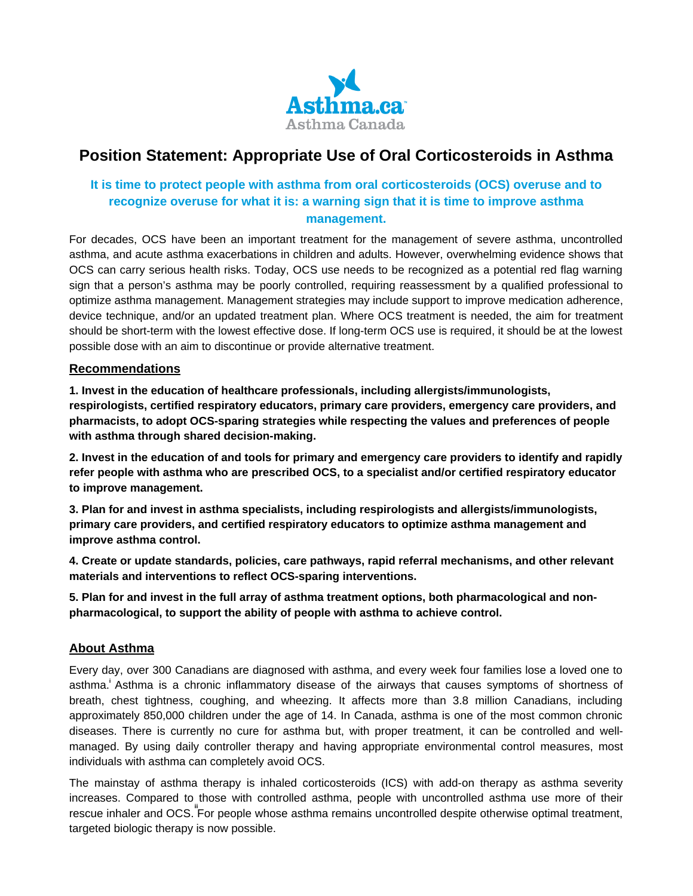Asthma.ca
Asthma Canada

# Position Statement: Appropriate Use of Oral Corticosteroids in Asthma

**It is time to protect people with asthma from oral corticosteroids (OCS) overuse and to recognize overuse for what it is: a warning sign that it is time to improve asthma management.**

For decades, OCS have been an important treatment for the management of severe asthma, uncontrolled asthma, and acute asthma exacerbations in children and adults. However, overwhelming evidence shows that OCS can carry serious health risks. Today, OCS use needs to be recognized as a potential red flag warning sign that a person's asthma may be poorly controlled, requiring reassessment by a qualified professional to optimize asthma management. Management strategies may include support to improve medication adherence, device technique, and/or an updated treatment plan. Where OCS treatment is needed, the aim for treatment should be short-term with the lowest effective dose. If long-term OCS use is required, it should be at the lowest possible dose with an aim to discontinue or provide alternative treatment.

## Recommendations

**1. Invest in the education of healthcare professionals, including allergists/immunologists, respirologists, certified respiratory educators, primary care providers, emergency care providers, and pharmacists, to adopt OCS-sparing strategies while respecting the values and preferences of people with asthma through shared decision-making.**

**2. Invest in the education of and tools for primary and emergency care providers to identify and rapidly refer people with asthma who are prescribed OCS, to a specialist and/or certified respiratory educator to improve management.**

**3. Plan for and invest in asthma specialists, including respirologists and allergists/immunologists, primary care providers, and certified respiratory educators to optimize asthma management and improve asthma control.**

**4. Create or update standards, policies, care pathways, rapid referral mechanisms, and other relevant materials and interventions to reflect OCS-sparing interventions.**

**5. Plan for and invest in the full array of asthma treatment options, both pharmacological and non-pharmacological, to support the ability of people with asthma to achieve control.**

## About Asthma

Every day, over 300 Canadians are diagnosed with asthma, and every week four families lose a loved one to asthma.[i] Asthma is a chronic inflammatory disease of the airways that causes symptoms of shortness of breath, chest tightness, coughing, and wheezing. It affects more than 3.8 million Canadians, including approximately 850,000 children under the age of 14. In Canada, asthma is one of the most common chronic diseases. There is currently no cure for asthma but, with proper treatment, it can be controlled and well-managed. By using daily controller therapy and having appropriate environmental control measures, most individuals with asthma can completely avoid OCS.

The mainstay of asthma therapy is inhaled corticosteroids (ICS) with add-on therapy as asthma severity increases. Compared to those with controlled asthma, people with uncontrolled asthma use more of their rescue inhaler and OCS.[ii] For people whose asthma remains uncontrolled despite otherwise optimal treatment, targeted biologic therapy is now possible.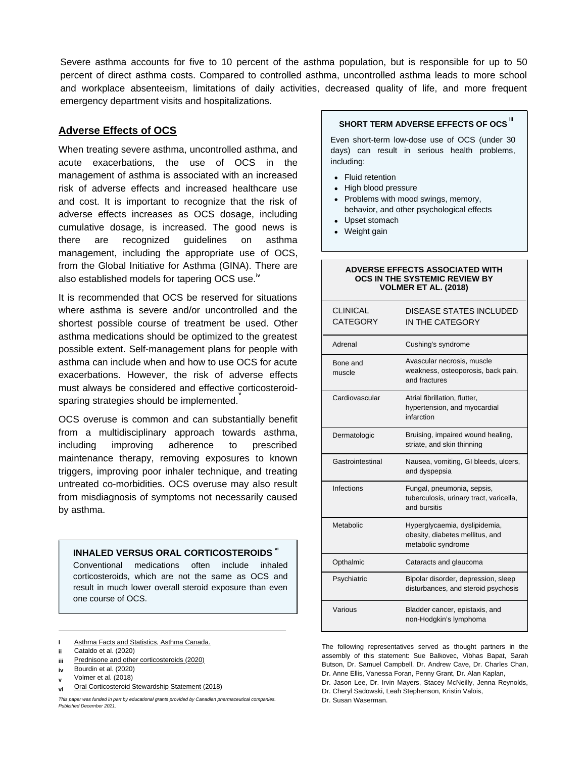Severe asthma accounts for five to 10 percent of the asthma population, but is responsible for up to 50 percent of direct asthma costs. Compared to controlled asthma, uncontrolled asthma leads to more school and workplace absenteeism, limitations of daily activities, decreased quality of life, and more frequent emergency department visits and hospitalizations.

## Adverse Effects of OCS

When treating severe asthma, uncontrolled asthma, and acute exacerbations, the use of OCS in the management of asthma is associated with an increased risk of adverse effects and increased healthcare use and cost. It is important to recognize that the risk of adverse effects increases as OCS dosage, including cumulative dosage, is increased. The good news is there are recognized guidelines on asthma management, including the appropriate use of OCS, from the Global Initiative for Asthma (GINA). There are also established models for tapering OCS use.[iv]

It is recommended that OCS be reserved for situations where asthma is severe and/or uncontrolled and the shortest possible course of treatment be used. Other asthma medications should be optimized to the greatest possible extent. Self-management plans for people with asthma can include when and how to use OCS for acute exacerbations. However, the risk of adverse effects must always be considered and effective corticosteroid-sparing strategies should be implemented.[v]

OCS overuse is common and can substantially benefit from a multidisciplinary approach towards asthma, including improving adherence to prescribed maintenance therapy, removing exposures to known triggers, improving poor inhaler technique, and treating untreated co-morbidities. OCS overuse may also result from misdiagnosis of symptoms not necessarily caused by asthma.

### INHALED VERSUS ORAL CORTICOSTEROIDS [vi]

Conventional medications often include inhaled corticosteroids, which are not the same as OCS and result in much lower overall steroid exposure than even one course of OCS.

### SHORT TERM ADVERSE EFFECTS OF OCS [iii]

Even short-term low-dose use of OCS (under 30 days) can result in serious health problems, including:

- Fluid retention
- High blood pressure
- Problems with mood swings, memory, behavior, and other psychological effects
- Upset stomach
- Weight gain

### ADVERSE EFFECTS ASSOCIATED WITH OCS IN THE SYSTEMIC REVIEW BY VOLMER ET AL. (2018)

| CLINICAL CATEGORY | DISEASE STATES INCLUDED IN THE CATEGORY |
|---|---|
| Adrenal | Cushing's syndrome |
| Bone and muscle | Avascular necrosis, muscle weakness, osteoporosis, back pain, and fractures |
| Cardiovascular | Atrial fibrillation, flutter, hypertension, and myocardial infarction |
| Dermatologic | Bruising, impaired wound healing, striate, and skin thinning |
| Gastrointestinal | Nausea, vomiting, GI bleeds, ulcers, and dyspepsia |
| Infections | Fungal, pneumonia, sepsis, tuberculosis, urinary tract, varicella, and bursitis |
| Metabolic | Hyperglycaemia, dyslipidemia, obesity, diabetes mellitus, and metabolic syndrome |
| Opthalmic | Cataracts and glaucoma |
| Psychiatric | Bipolar disorder, depression, sleep disturbances, and steroid psychosis |
| Various | Bladder cancer, epistaxis, and non-Hodgkin's lymphoma |

The following representatives served as thought partners in the assembly of this statement: Sue Balkovec, Vibhas Bapat, Sarah Butson, Dr. Samuel Campbell, Dr. Andrew Cave, Dr. Charles Chan, Dr. Anne Ellis, Vanessa Foran, Penny Grant, Dr. Alan Kaplan, Dr. Jason Lee, Dr. Irvin Mayers, Stacey McNeilly, Jenna Reynolds, Dr. Cheryl Sadowski, Leah Stephenson, Kristin Valois, Dr. Susan Waserman.

---

i Asthma Facts and Statistics, Asthma Canada.
ii Cataldo et al. (2020)
iii Prednisone and other corticosteroids (2020)
iv Bourdin et al. (2020)
v Volmer et al. (2018)
vi Oral Corticosteroid Stewardship Statement (2018)

*This paper was funded in part by educational grants provided by Canadian pharmaceutical companies. Published December 2021.*